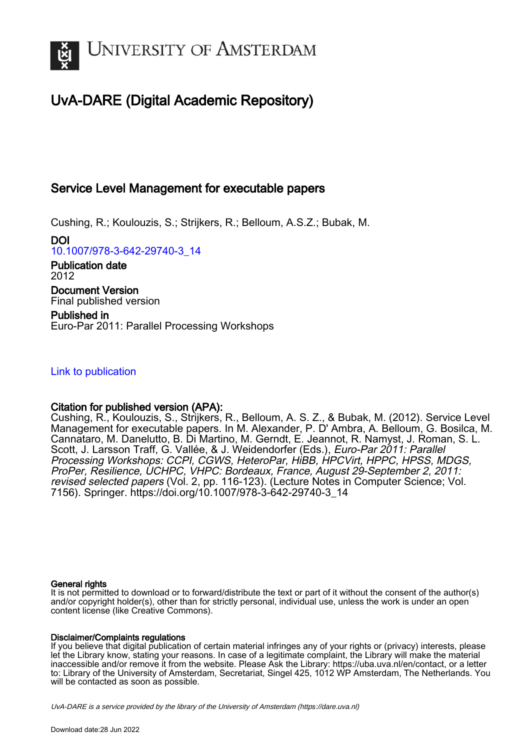# UvA-DARE (Digital Academic Repository)

## Service Level Management for executable papers

Cushing, R.; Koulouzis, S.; Strijkers, R.; Belloum, A.S.Z.; Bubak, M.

**DOI**
10.1007/978-3-642-29740-3_14

**Publication date**
2012

**Document Version**
Final published version

**Published in**
Euro-Par 2011: Parallel Processing Workshops

Link to publication

**Citation for published version (APA):**
Cushing, R., Koulouzis, S., Strijkers, R., Belloum, A. S. Z., & Bubak, M. (2012). Service Level Management for executable papers. In M. Alexander, P. D' Ambra, A. Belloum, G. Bosilca, M. Cannataro, M. Danelutto, B. Di Martino, M. Gerndt, E. Jeannot, R. Namyst, J. Roman, S. L. Scott, J. Larsson Traff, G. Vallée, & J. Weidendorfer (Eds.), *Euro-Par 2011: Parallel Processing Workshops: CCPI, CGWS, HeteroPar, HiBB, HPCVirt, HPPC, HPSS, MDGS, ProPer, Resilience, UCHPC, VHPC: Bordeaux, France, August 29-September 2, 2011: revised selected papers* (Vol. 2, pp. 116-123). (Lecture Notes in Computer Science; Vol. 7156). Springer. https://doi.org/10.1007/978-3-642-29740-3_14

**General rights**
It is not permitted to download or to forward/distribute the text or part of it without the consent of the author(s) and/or copyright holder(s), other than for strictly personal, individual use, unless the work is under an open content license (like Creative Commons).

**Disclaimer/Complaints regulations**
If you believe that digital publication of certain material infringes any of your rights or (privacy) interests, please let the Library know, stating your reasons. In case of a legitimate complaint, the Library will make the material inaccessible and/or remove it from the website. Please Ask the Library: https://uba.uva.nl/en/contact, or a letter to: Library of the University of Amsterdam, Secretariat, Singel 425, 1012 WP Amsterdam, The Netherlands. You will be contacted as soon as possible.

*UvA-DARE is a service provided by the library of the University of Amsterdam (https://dare.uva.nl)*

Download date:28 Jun 2022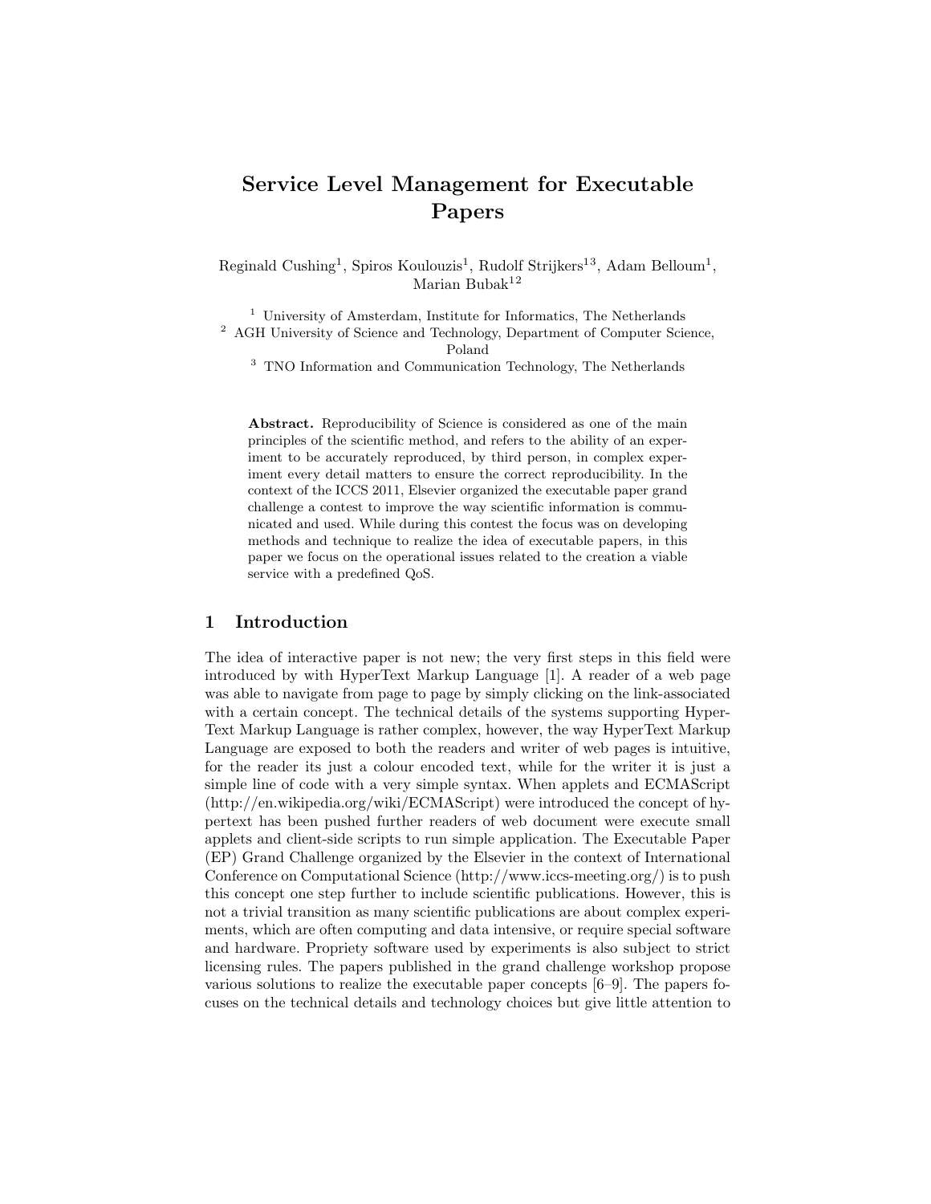# Service Level Management for Executable Papers

Reginald Cushing[1], Spiros Koulouzis[1], Rudolf Strijkers[13], Adam Belloum[1], Marian Bubak[12]

[1] University of Amsterdam, Institute for Informatics, The Netherlands
[2] AGH University of Science and Technology, Department of Computer Science, Poland
[3] TNO Information and Communication Technology, The Netherlands

**Abstract.** Reproducibility of Science is considered as one of the main principles of the scientific method, and refers to the ability of an experiment to be accurately reproduced, by third person, in complex experiment every detail matters to ensure the correct reproducibility. In the context of the ICCS 2011, Elsevier organized the executable paper grand challenge a contest to improve the way scientific information is communicated and used. While during this contest the focus was on developing methods and technique to realize the idea of executable papers, in this paper we focus on the operational issues related to the creation a viable service with a predefined QoS.

## 1 Introduction

The idea of interactive paper is not new; the very first steps in this field were introduced by with HyperText Markup Language [1]. A reader of a web page was able to navigate from page to page by simply clicking on the link-associated with a certain concept. The technical details of the systems supporting HyperText Markup Language is rather complex, however, the way HyperText Markup Language are exposed to both the readers and writer of web pages is intuitive, for the reader its just a colour encoded text, while for the writer it is just a simple line of code with a very simple syntax. When applets and ECMAScript (http://en.wikipedia.org/wiki/ECMAScript) were introduced the concept of hypertext has been pushed further readers of web document were execute small applets and client-side scripts to run simple application. The Executable Paper (EP) Grand Challenge organized by the Elsevier in the context of International Conference on Computational Science (http://www.iccs-meeting.org/) is to push this concept one step further to include scientific publications. However, this is not a trivial transition as many scientific publications are about complex experiments, which are often computing and data intensive, or require special software and hardware. Propriety software used by experiments is also subject to strict licensing rules. The papers published in the grand challenge workshop propose various solutions to realize the executable paper concepts [6–9]. The papers focuses on the technical details and technology choices but give little attention to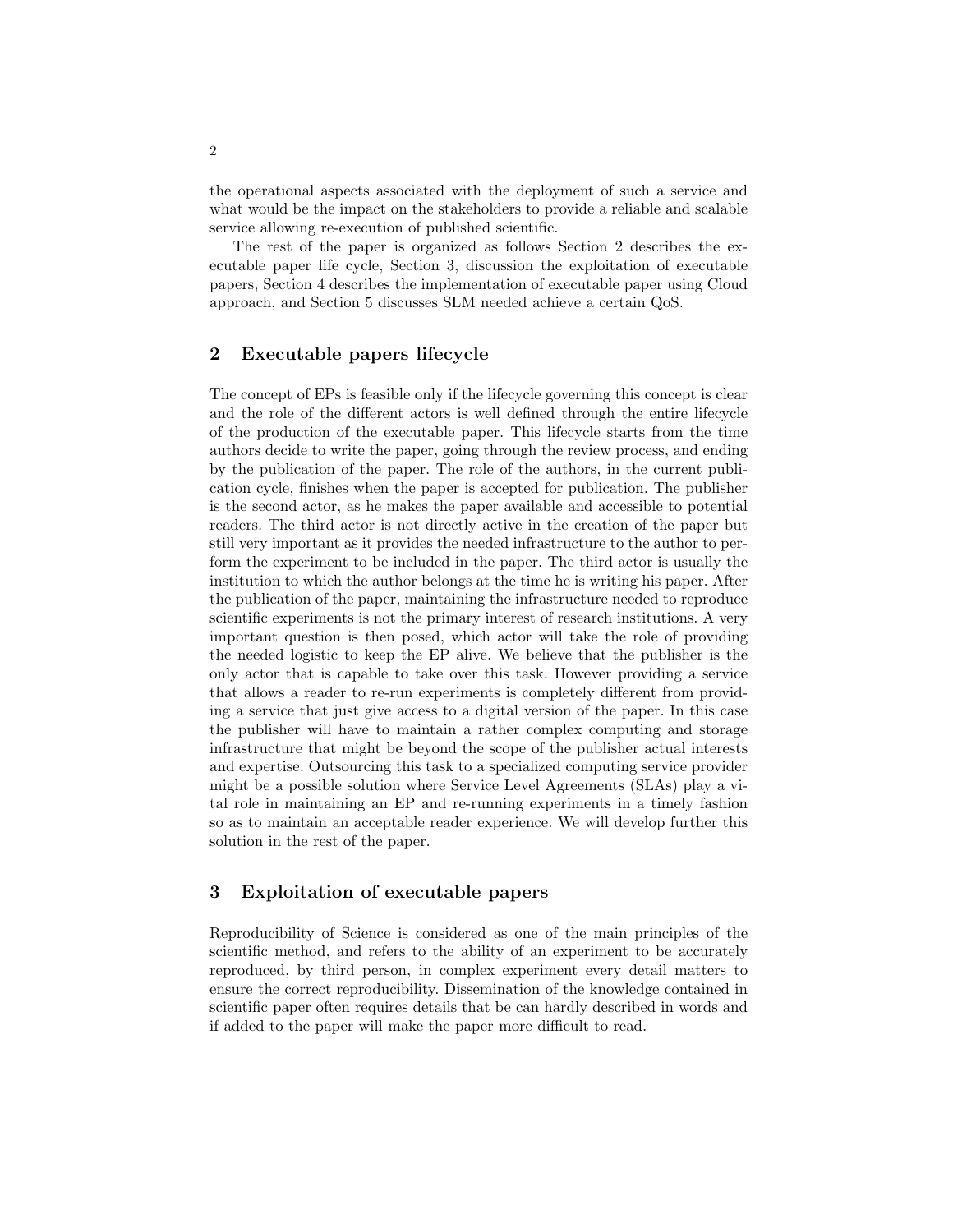the operational aspects associated with the deployment of such a service and what would be the impact on the stakeholders to provide a reliable and scalable service allowing re-execution of published scientific.

The rest of the paper is organized as follows Section 2 describes the executable paper life cycle, Section 3, discussion the exploitation of executable papers, Section 4 describes the implementation of executable paper using Cloud approach, and Section 5 discusses SLM needed achieve a certain QoS.

## 2 Executable papers lifecycle

The concept of EPs is feasible only if the lifecycle governing this concept is clear and the role of the different actors is well defined through the entire lifecycle of the production of the executable paper. This lifecycle starts from the time authors decide to write the paper, going through the review process, and ending by the publication of the paper. The role of the authors, in the current publication cycle, finishes when the paper is accepted for publication. The publisher is the second actor, as he makes the paper available and accessible to potential readers. The third actor is not directly active in the creation of the paper but still very important as it provides the needed infrastructure to the author to perform the experiment to be included in the paper. The third actor is usually the institution to which the author belongs at the time he is writing his paper. After the publication of the paper, maintaining the infrastructure needed to reproduce scientific experiments is not the primary interest of research institutions. A very important question is then posed, which actor will take the role of providing the needed logistic to keep the EP alive. We believe that the publisher is the only actor that is capable to take over this task. However providing a service that allows a reader to re-run experiments is completely different from providing a service that just give access to a digital version of the paper. In this case the publisher will have to maintain a rather complex computing and storage infrastructure that might be beyond the scope of the publisher actual interests and expertise. Outsourcing this task to a specialized computing service provider might be a possible solution where Service Level Agreements (SLAs) play a vital role in maintaining an EP and re-running experiments in a timely fashion so as to maintain an acceptable reader experience. We will develop further this solution in the rest of the paper.

## 3 Exploitation of executable papers

Reproducibility of Science is considered as one of the main principles of the scientific method, and refers to the ability of an experiment to be accurately reproduced, by third person, in complex experiment every detail matters to ensure the correct reproducibility. Dissemination of the knowledge contained in scientific paper often requires details that be can hardly described in words and if added to the paper will make the paper more difficult to read.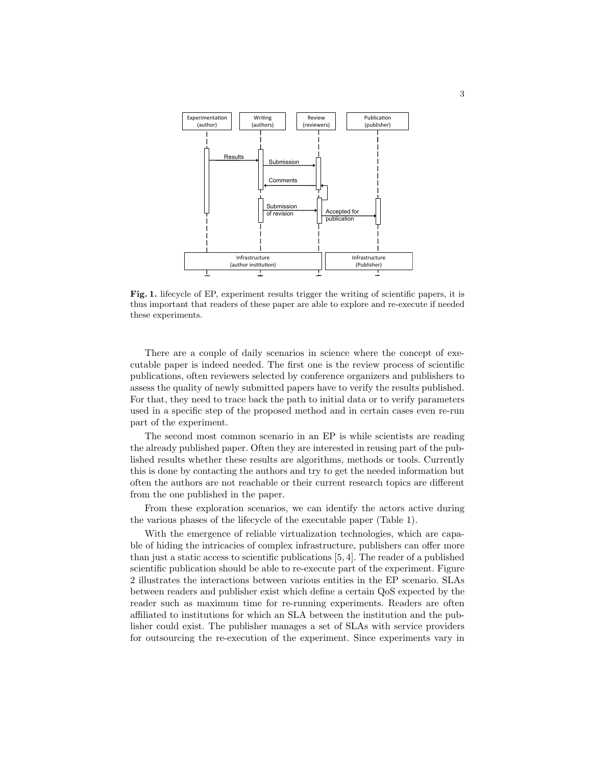Experimentation (author)
Writing (authors)
Review (reviewers)
Publication (publisher)
Results
Submission
Comments
Submission of revision
Accepted for publication
Infrastructure (author institution)
Infrastructure (Publisher)

**Fig. 1.** lifecycle of EP, experiment results trigger the writing of scientific papers, it is thus important that readers of these paper are able to explore and re-execute if needed these experiments.

There are a couple of daily scenarios in science where the concept of executable paper is indeed needed. The first one is the review process of scientific publications, often reviewers selected by conference organizers and publishers to assess the quality of newly submitted papers have to verify the results published. For that, they need to trace back the path to initial data or to verify parameters used in a specific step of the proposed method and in certain cases even re-run part of the experiment.

The second most common scenario in an EP is while scientists are reading the already published paper. Often they are interested in reusing part of the published results whether these results are algorithms, methods or tools. Currently this is done by contacting the authors and try to get the needed information but often the authors are not reachable or their current research topics are different from the one published in the paper.

From these exploration scenarios, we can identify the actors active during the various phases of the lifecycle of the executable paper (Table 1).

With the emergence of reliable virtualization technologies, which are capable of hiding the intricacies of complex infrastructure, publishers can offer more than just a static access to scientific publications [5, 4]. The reader of a published scientific publication should be able to re-execute part of the experiment. Figure 2 illustrates the interactions between various entities in the EP scenario. SLAs between readers and publisher exist which define a certain QoS expected by the reader such as maximum time for re-running experiments. Readers are often affiliated to institutions for which an SLA between the institution and the publisher could exist. The publisher manages a set of SLAs with service providers for outsourcing the re-execution of the experiment. Since experiments vary in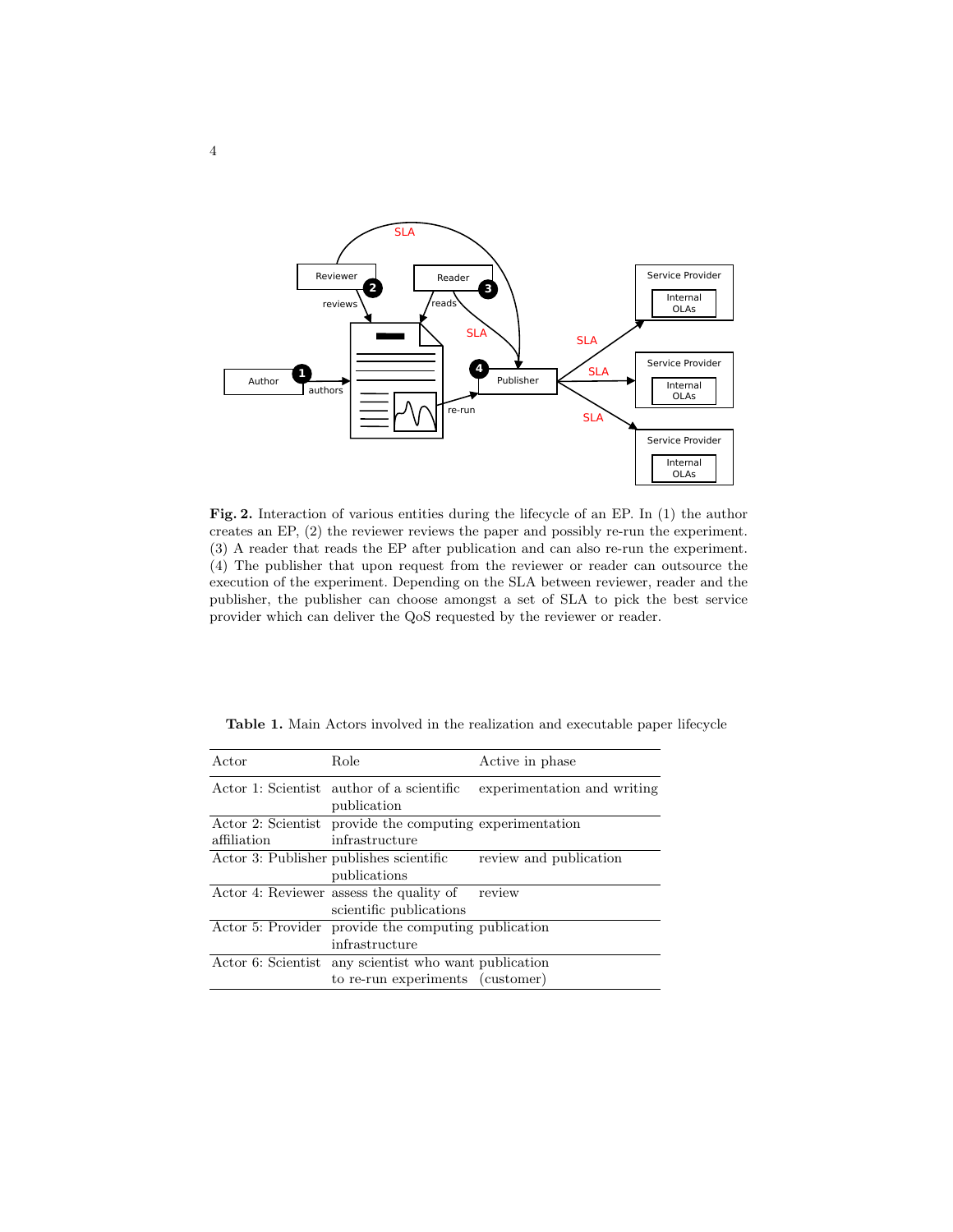**Fig. 2.** Interaction of various entities during the lifecycle of an EP. In (1) the author creates an EP, (2) the reviewer reviews the paper and possibly re-run the experiment. (3) A reader that reads the EP after publication and can also re-run the experiment. (4) The publisher that upon request from the reviewer or reader can outsource the execution of the experiment. Depending on the SLA between reviewer, reader and the publisher, the publisher can choose amongst a set of SLA to pick the best service provider which can deliver the QoS requested by the reviewer or reader.

**Table 1.** Main Actors involved in the realization and executable paper lifecycle

| Actor | Role | Active in phase |
|---|---|---|
| Actor 1: Scientist | author of a scientific publication | experimentation and writing |
| Actor 2: Scientist affiliation | provide the computing infrastructure | experimentation |
| Actor 3: Publisher | publishes scientific publications | review and publication |
| Actor 4: Reviewer | assess the quality of scientific publications | review |
| Actor 5: Provider | provide the computing infrastructure | publication |
| Actor 6: Scientist | any scientist who want to re-run experiments | publication (customer) |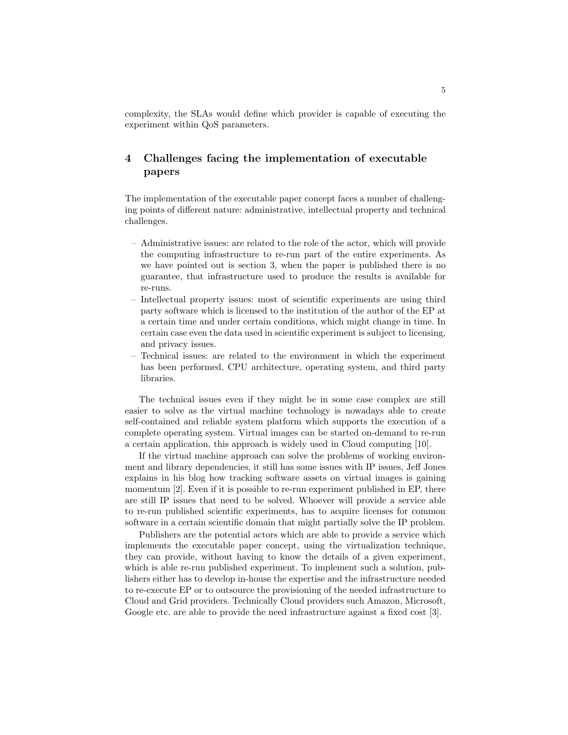complexity, the SLAs would define which provider is capable of executing the experiment within QoS parameters.

## 4 Challenges facing the implementation of executable papers

The implementation of the executable paper concept faces a number of challenging points of different nature: administrative, intellectual property and technical challenges.

- Administrative issues: are related to the role of the actor, which will provide the computing infrastructure to re-run part of the entire experiments. As we have pointed out is section 3, when the paper is published there is no guarantee, that infrastructure used to produce the results is available for re-runs.
- Intellectual property issues: most of scientific experiments are using third party software which is licensed to the institution of the author of the EP at a certain time and under certain conditions, which might change in time. In certain case even the data used in scientific experiment is subject to licensing, and privacy issues.
- Technical issues: are related to the environment in which the experiment has been performed, CPU architecture, operating system, and third party libraries.

The technical issues even if they might be in some case complex are still easier to solve as the virtual machine technology is nowadays able to create self-contained and reliable system platform which supports the execution of a complete operating system. Virtual images can be started on-demand to re-run a certain application, this approach is widely used in Cloud computing [10].

If the virtual machine approach can solve the problems of working environment and library dependencies, it still has some issues with IP issues, Jeff Jones explains in his blog how tracking software assets on virtual images is gaining momentum [2]. Even if it is possible to re-run experiment published in EP, there are still IP issues that need to be solved. Whoever will provide a service able to re-run published scientific experiments, has to acquire licenses for common software in a certain scientific domain that might partially solve the IP problem.

Publishers are the potential actors which are able to provide a service which implements the executable paper concept, using the virtualization technique, they can provide, without having to know the details of a given experiment, which is able re-run published experiment. To implement such a solution, publishers either has to develop in-house the expertise and the infrastructure needed to re-execute EP or to outsource the provisioning of the needed infrastructure to Cloud and Grid providers. Technically Cloud providers such Amazon, Microsoft, Google etc. are able to provide the need infrastructure against a fixed cost [3].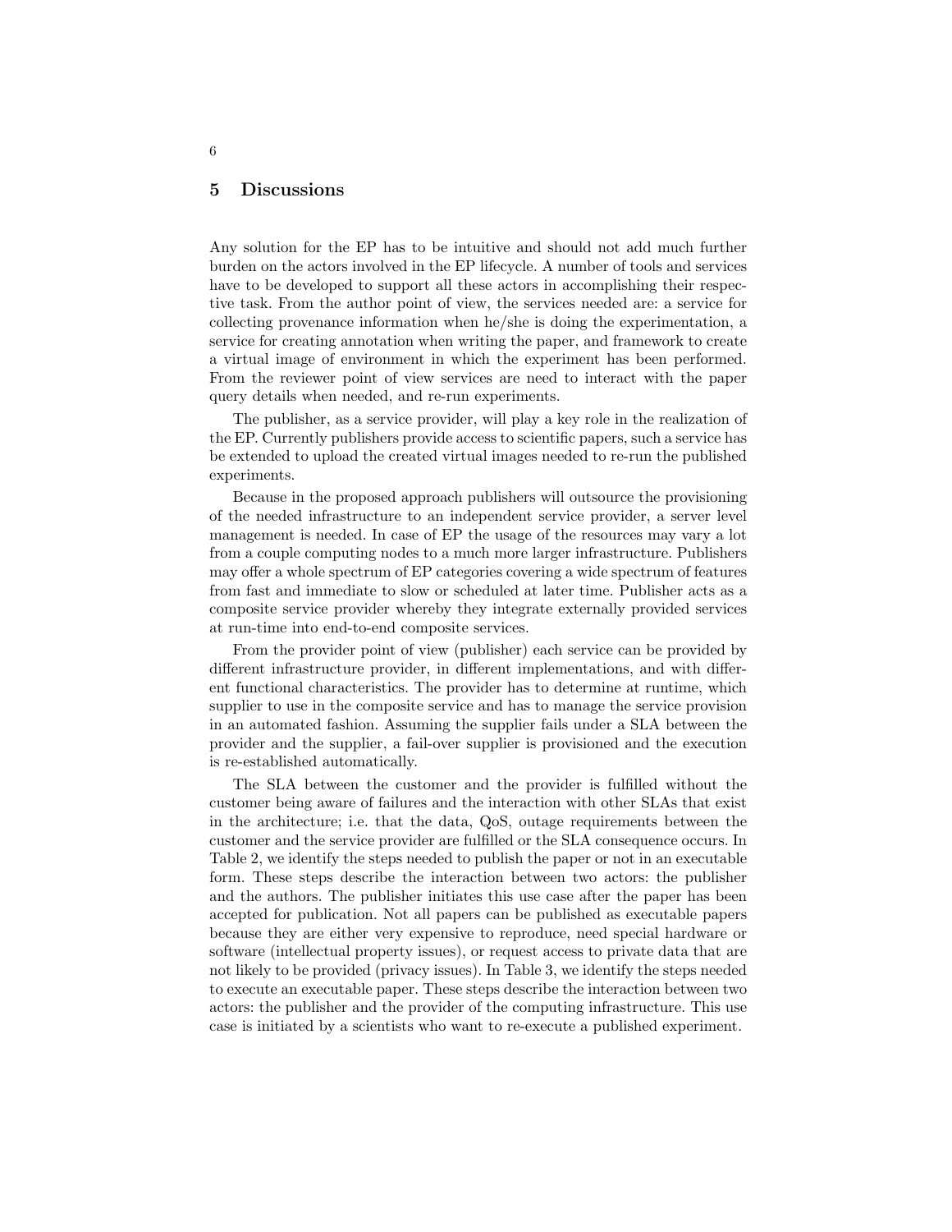## 5 Discussions

Any solution for the EP has to be intuitive and should not add much further burden on the actors involved in the EP lifecycle. A number of tools and services have to be developed to support all these actors in accomplishing their respective task. From the author point of view, the services needed are: a service for collecting provenance information when he/she is doing the experimentation, a service for creating annotation when writing the paper, and framework to create a virtual image of environment in which the experiment has been performed. From the reviewer point of view services are need to interact with the paper query details when needed, and re-run experiments.

The publisher, as a service provider, will play a key role in the realization of the EP. Currently publishers provide access to scientific papers, such a service has be extended to upload the created virtual images needed to re-run the published experiments.

Because in the proposed approach publishers will outsource the provisioning of the needed infrastructure to an independent service provider, a server level management is needed. In case of EP the usage of the resources may vary a lot from a couple computing nodes to a much more larger infrastructure. Publishers may offer a whole spectrum of EP categories covering a wide spectrum of features from fast and immediate to slow or scheduled at later time. Publisher acts as a composite service provider whereby they integrate externally provided services at run-time into end-to-end composite services.

From the provider point of view (publisher) each service can be provided by different infrastructure provider, in different implementations, and with different functional characteristics. The provider has to determine at runtime, which supplier to use in the composite service and has to manage the service provision in an automated fashion. Assuming the supplier fails under a SLA between the provider and the supplier, a fail-over supplier is provisioned and the execution is re-established automatically.

The SLA between the customer and the provider is fulfilled without the customer being aware of failures and the interaction with other SLAs that exist in the architecture; i.e. that the data, QoS, outage requirements between the customer and the service provider are fulfilled or the SLA consequence occurs. In Table 2, we identify the steps needed to publish the paper or not in an executable form. These steps describe the interaction between two actors: the publisher and the authors. The publisher initiates this use case after the paper has been accepted for publication. Not all papers can be published as executable papers because they are either very expensive to reproduce, need special hardware or software (intellectual property issues), or request access to private data that are not likely to be provided (privacy issues). In Table 3, we identify the steps needed to execute an executable paper. These steps describe the interaction between two actors: the publisher and the provider of the computing infrastructure. This use case is initiated by a scientists who want to re-execute a published experiment.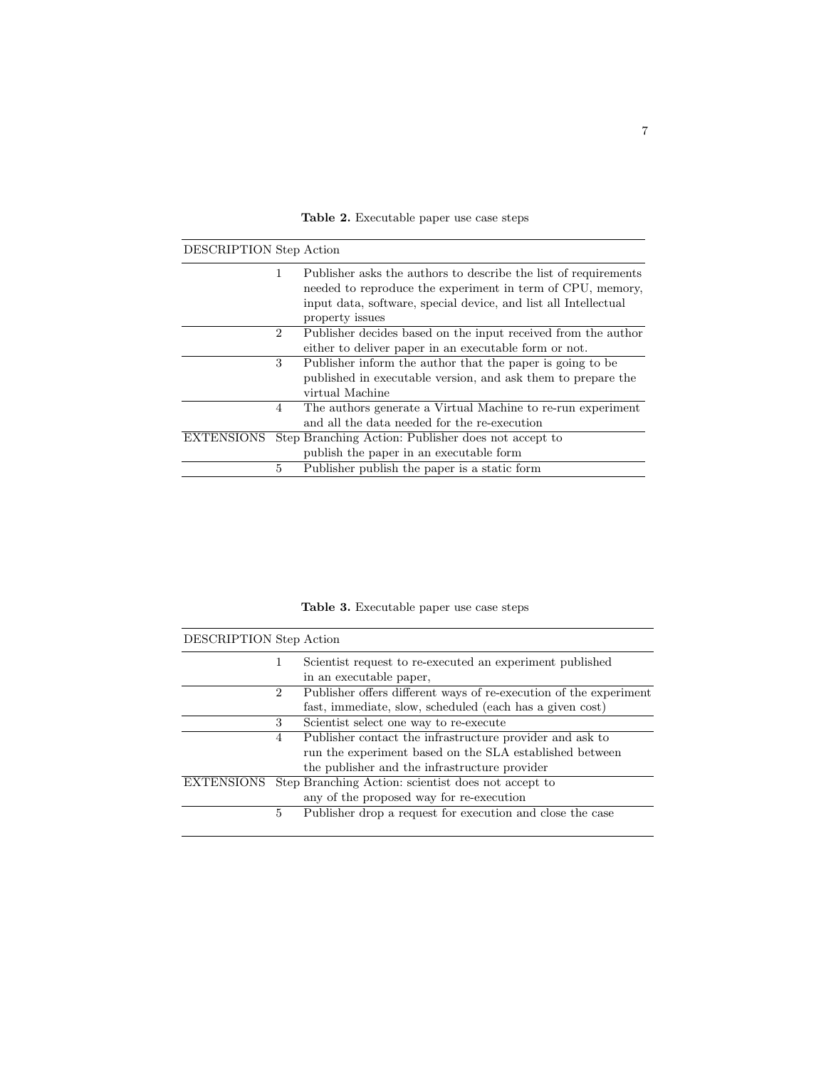**Table 2.** Executable paper use case steps

| DESCRIPTION | Step | Action |
| --- | --- | --- |
| | 1 | Publisher asks the authors to describe the list of requirements needed to reproduce the experiment in term of CPU, memory, input data, software, special device, and list all Intellectual property issues |
| | 2 | Publisher decides based on the input received from the author either to deliver paper in an executable form or not. |
| | 3 | Publisher inform the author that the paper is going to be published in executable version, and ask them to prepare the virtual Machine |
| | 4 | The authors generate a Virtual Machine to re-run experiment and all the data needed for the re-execution |
| EXTENSIONS | Step | Branching Action: Publisher does not accept to publish the paper in an executable form |
| | 5 | Publisher publish the paper is a static form |

**Table 3.** Executable paper use case steps

| DESCRIPTION | Step | Action |
| --- | --- | --- |
| | 1 | Scientist request to re-executed an experiment published in an executable paper, |
| | 2 | Publisher offers different ways of re-execution of the experiment fast, immediate, slow, scheduled (each has a given cost) |
| | 3 | Scientist select one way to re-execute |
| | 4 | Publisher contact the infrastructure provider and ask to run the experiment based on the SLA established between the publisher and the infrastructure provider |
| EXTENSIONS | Step | Branching Action: scientist does not accept to any of the proposed way for re-execution |
| | 5 | Publisher drop a request for execution and close the case |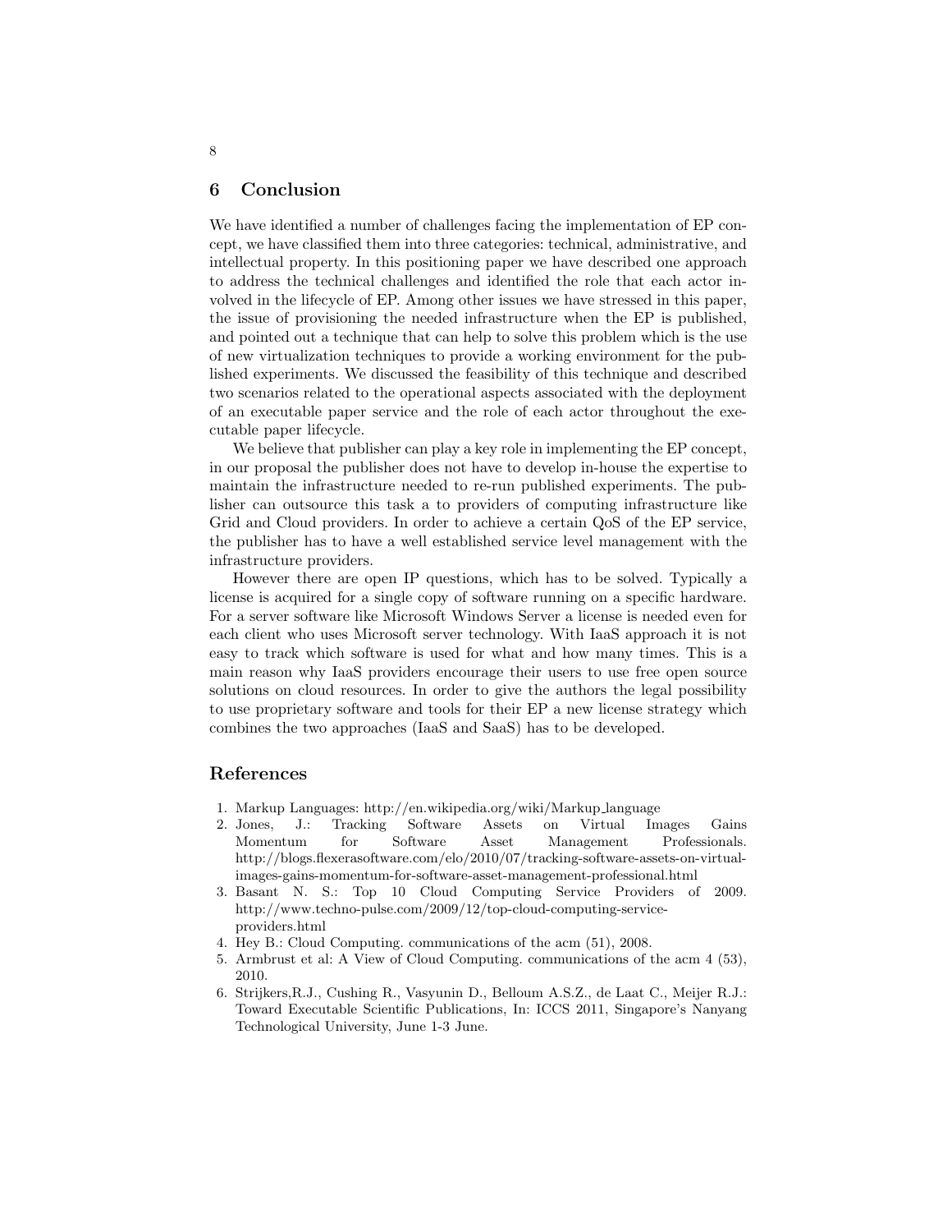## 6 Conclusion

We have identified a number of challenges facing the implementation of EP concept, we have classified them into three categories: technical, administrative, and intellectual property. In this positioning paper we have described one approach to address the technical challenges and identified the role that each actor involved in the lifecycle of EP. Among other issues we have stressed in this paper, the issue of provisioning the needed infrastructure when the EP is published, and pointed out a technique that can help to solve this problem which is the use of new virtualization techniques to provide a working environment for the published experiments. We discussed the feasibility of this technique and described two scenarios related to the operational aspects associated with the deployment of an executable paper service and the role of each actor throughout the executable paper lifecycle.

We believe that publisher can play a key role in implementing the EP concept, in our proposal the publisher does not have to develop in-house the expertise to maintain the infrastructure needed to re-run published experiments. The publisher can outsource this task a to providers of computing infrastructure like Grid and Cloud providers. In order to achieve a certain QoS of the EP service, the publisher has to have a well established service level management with the infrastructure providers.

However there are open IP questions, which has to be solved. Typically a license is acquired for a single copy of software running on a specific hardware. For a server software like Microsoft Windows Server a license is needed even for each client who uses Microsoft server technology. With IaaS approach it is not easy to track which software is used for what and how many times. This is a main reason why IaaS providers encourage their users to use free open source solutions on cloud resources. In order to give the authors the legal possibility to use proprietary software and tools for their EP a new license strategy which combines the two approaches (IaaS and SaaS) has to be developed.

## References

1. Markup Languages: http://en.wikipedia.org/wiki/Markup_language
2. Jones, J.: Tracking Software Assets on Virtual Images Gains Momentum for Software Asset Management Professionals. http://blogs.flexerasoftware.com/elo/2010/07/tracking-software-assets-on-virtual-images-gains-momentum-for-software-asset-management-professional.html
3. Basant N. S.: Top 10 Cloud Computing Service Providers of 2009. http://www.techno-pulse.com/2009/12/top-cloud-computing-service-providers.html
4. Hey B.: Cloud Computing. communications of the acm (51), 2008.
5. Armbrust et al: A View of Cloud Computing. communications of the acm 4 (53), 2010.
6. Strijkers,R.J., Cushing R., Vasyunin D., Belloum A.S.Z., de Laat C., Meijer R.J.: Toward Executable Scientific Publications, In: ICCS 2011, Singapore's Nanyang Technological University, June 1-3 June.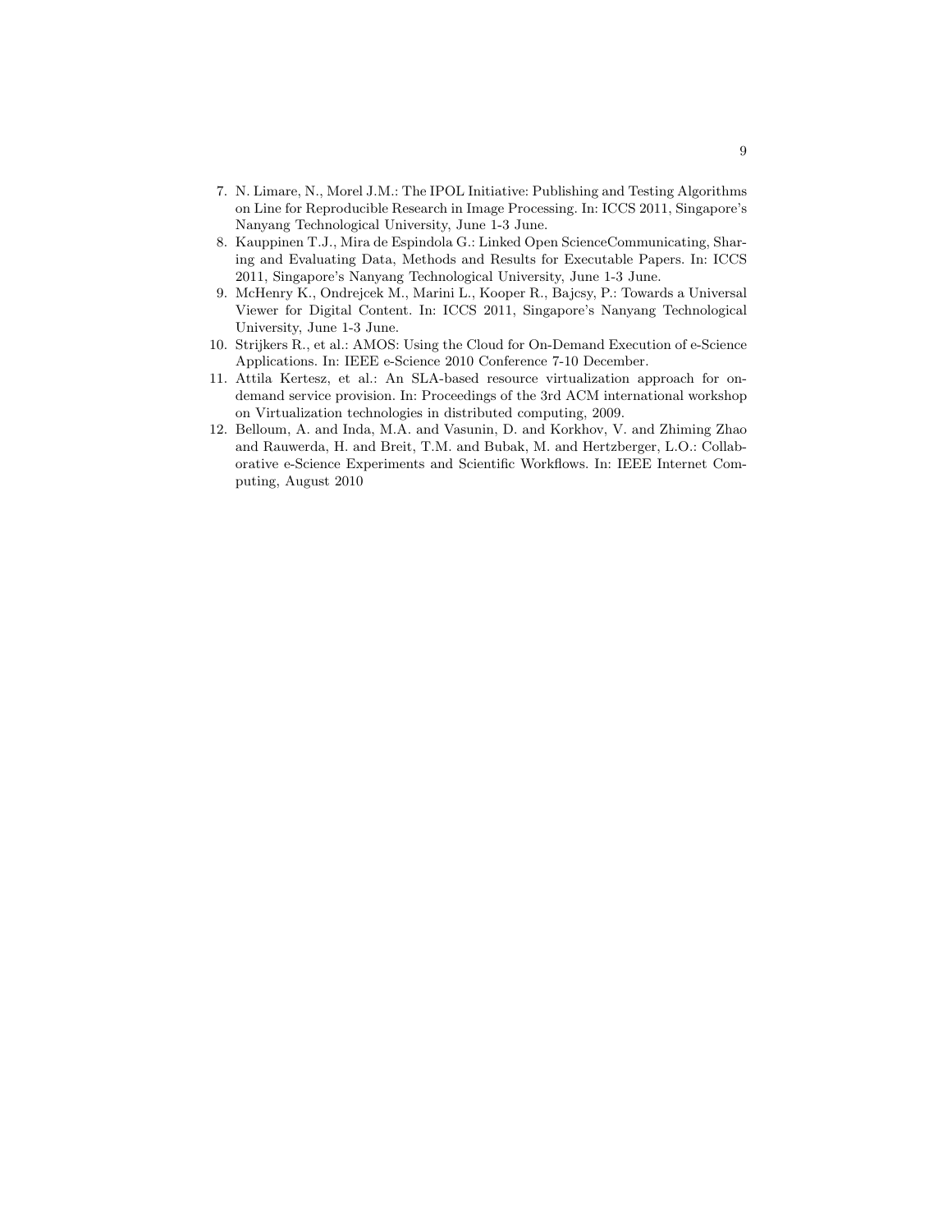7. N. Limare, N., Morel J.M.: The IPOL Initiative: Publishing and Testing Algorithms on Line for Reproducible Research in Image Processing. In: ICCS 2011, Singapore's Nanyang Technological University, June 1-3 June.
8. Kauppinen T.J., Mira de Espindola G.: Linked Open ScienceCommunicating, Sharing and Evaluating Data, Methods and Results for Executable Papers. In: ICCS 2011, Singapore's Nanyang Technological University, June 1-3 June.
9. McHenry K., Ondrejcek M., Marini L., Kooper R., Bajcsy, P.: Towards a Universal Viewer for Digital Content. In: ICCS 2011, Singapore's Nanyang Technological University, June 1-3 June.
10. Strijkers R., et al.: AMOS: Using the Cloud for On-Demand Execution of e-Science Applications. In: IEEE e-Science 2010 Conference 7-10 December.
11. Attila Kertesz, et al.: An SLA-based resource virtualization approach for on-demand service provision. In: Proceedings of the 3rd ACM international workshop on Virtualization technologies in distributed computing, 2009.
12. Belloum, A. and Inda, M.A. and Vasunin, D. and Korkhov, V. and Zhiming Zhao and Rauwerda, H. and Breit, T.M. and Bubak, M. and Hertzberger, L.O.: Collaborative e-Science Experiments and Scientific Workflows. In: IEEE Internet Computing, August 2010